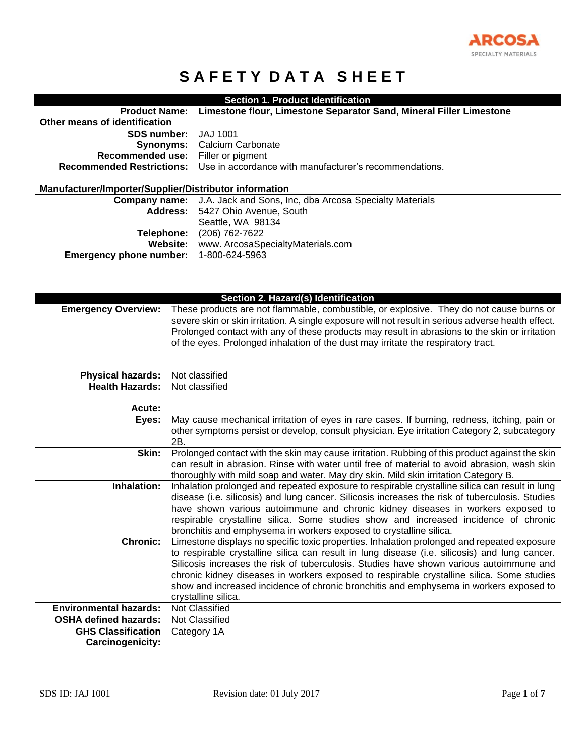ARCOSA
SPECIALTY MATERIALS

# SAFETY DATA SHEET

## Section 1. Product Identification

| | |
|---|---|
| **Product Name:** | **Limestone flour, Limestone Separator Sand, Mineral Filler Limestone** |

**Other means of identification**

| | |
|---|---|
| **SDS number:** | JAJ 1001 |
| **Synonyms:** | Calcium Carbonate |
| **Recommended use:** | Filler or pigment |
| **Recommended Restrictions:** | Use in accordance with manufacturer's recommendations. |

**Manufacturer/Importer/Supplier/Distributor information**

| | |
|---|---|
| **Company name:** | J.A. Jack and Sons, Inc, dba Arcosa Specialty Materials |
| **Address:** | 5427 Ohio Avenue, South<br>Seattle, WA 98134 |
| **Telephone:** | (206) 762-7622 |
| **Website:** | www. ArcosaSpecialtyMaterials.com |
| **Emergency phone number:** | 1-800-624-5963 |

## Section 2. Hazard(s) Identification

| | |
|---|---|
| **Emergency Overview:** | These products are not flammable, combustible, or explosive. They do not cause burns or severe skin or skin irritation. A single exposure will not result in serious adverse health effect. Prolonged contact with any of these products may result in abrasions to the skin or irritation of the eyes. Prolonged inhalation of the dust may irritate the respiratory tract. |
| **Physical hazards:** | Not classified |
| **Health Hazards:** | Not classified |
| **Acute:** | |
| **Eyes:** | May cause mechanical irritation of eyes in rare cases. If burning, redness, itching, pain or other symptoms persist or develop, consult physician. Eye irritation Category 2, subcategory 2B. |
| **Skin:** | Prolonged contact with the skin may cause irritation. Rubbing of this product against the skin can result in abrasion. Rinse with water until free of material to avoid abrasion, wash skin thoroughly with mild soap and water. May dry skin. Mild skin irritation Category B. |
| **Inhalation:** | Inhalation prolonged and repeated exposure to respirable crystalline silica can result in lung disease (i.e. silicosis) and lung cancer. Silicosis increases the risk of tuberculosis. Studies have shown various autoimmune and chronic kidney diseases in workers exposed to respirable crystalline silica. Some studies show and increased incidence of chronic bronchitis and emphysema in workers exposed to crystalline silica. |
| **Chronic:** | Limestone displays no specific toxic properties. Inhalation prolonged and repeated exposure to respirable crystalline silica can result in lung disease (i.e. silicosis) and lung cancer. Silicosis increases the risk of tuberculosis. Studies have shown various autoimmune and chronic kidney diseases in workers exposed to respirable crystalline silica. Some studies show and increased incidence of chronic bronchitis and emphysema in workers exposed to crystalline silica. |
| **Environmental hazards:** | Not Classified |
| **OSHA defined hazards:** | Not Classified |
| **GHS Classification Carcinogenicity:** | Category 1A |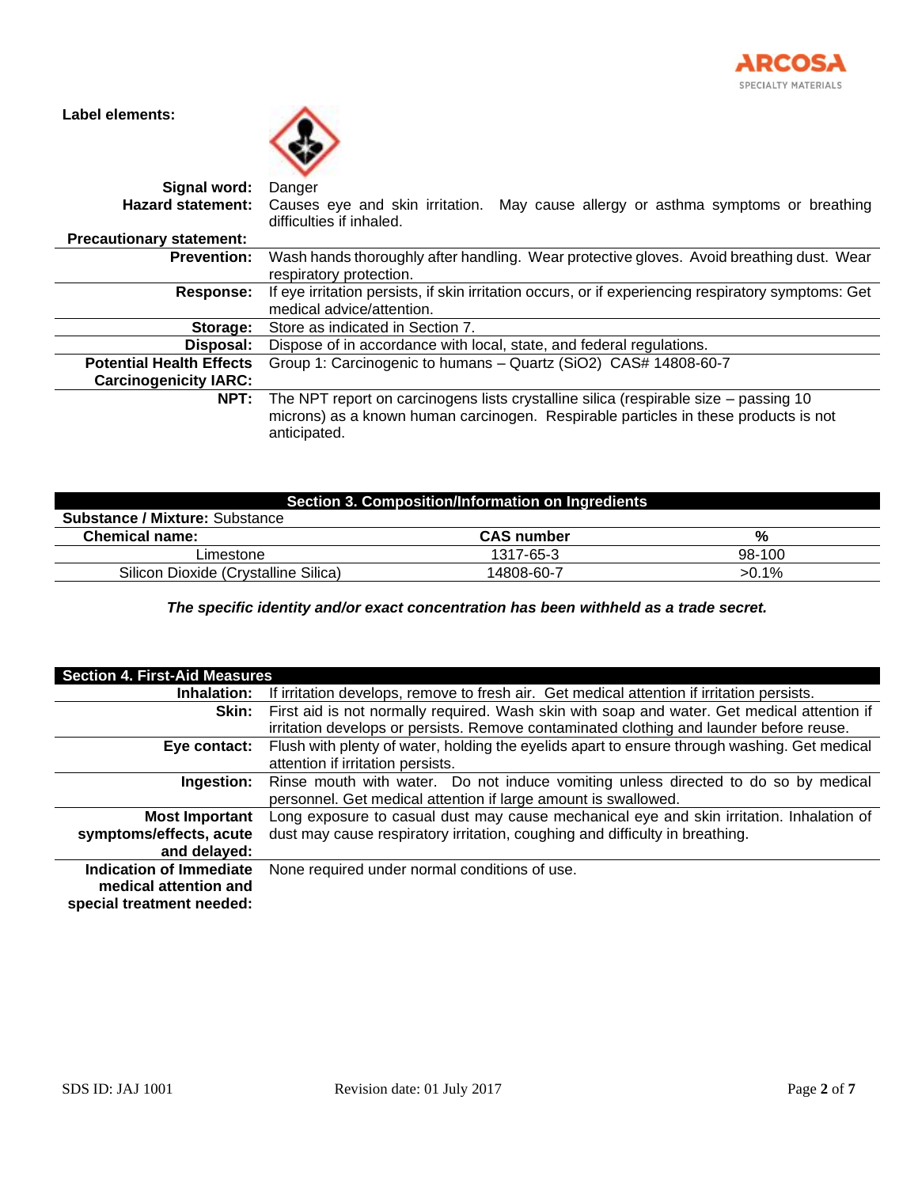**Label elements:**

| | |
|---|---|
| **Signal word:** | Danger |
| **Hazard statement:** | Causes eye and skin irritation. May cause allergy or asthma symptoms or breathing difficulties if inhaled. |
| **Precautionary statement:** | |
| **Prevention:** | Wash hands thoroughly after handling. Wear protective gloves. Avoid breathing dust. Wear respiratory protection. |
| **Response:** | If eye irritation persists, if skin irritation occurs, or if experiencing respiratory symptoms: Get medical advice/attention. |
| **Storage:** | Store as indicated in Section 7. |
| **Disposal:** | Dispose of in accordance with local, state, and federal regulations. |
| **Potential Health Effects Carcinogenicity IARC:** | Group 1: Carcinogenic to humans – Quartz ($SiO_2$) CAS# 14808-60-7 |
| **NPT:** | The NPT report on carcinogens lists crystalline silica (respirable size – passing 10 microns) as a known human carcinogen. Respirable particles in these products is not anticipated. |

## Section 3. Composition/Information on Ingredients

**Substance / Mixture:** Substance

| Chemical name: | CAS number | % |
|---|---|---|
| Limestone | 1317-65-3 | 98-100 |
| Silicon Dioxide (Crystalline Silica) | 14808-60-7 | >0.1% |

***The specific identity and/or exact concentration has been withheld as a trade secret.***

## Section 4. First-Aid Measures

| | |
|---|---|
| **Inhalation:** | If irritation develops, remove to fresh air. Get medical attention if irritation persists. |
| **Skin:** | First aid is not normally required. Wash skin with soap and water. Get medical attention if irritation develops or persists. Remove contaminated clothing and launder before reuse. |
| **Eye contact:** | Flush with plenty of water, holding the eyelids apart to ensure through washing. Get medical attention if irritation persists. |
| **Ingestion:** | Rinse mouth with water. Do not induce vomiting unless directed to do so by medical personnel. Get medical attention if large amount is swallowed. |
| **Most Important symptoms/effects, acute and delayed:** | Long exposure to casual dust may cause mechanical eye and skin irritation. Inhalation of dust may cause respiratory irritation, coughing and difficulty in breathing. |
| **Indication of Immediate medical attention and special treatment needed:** | None required under normal conditions of use. |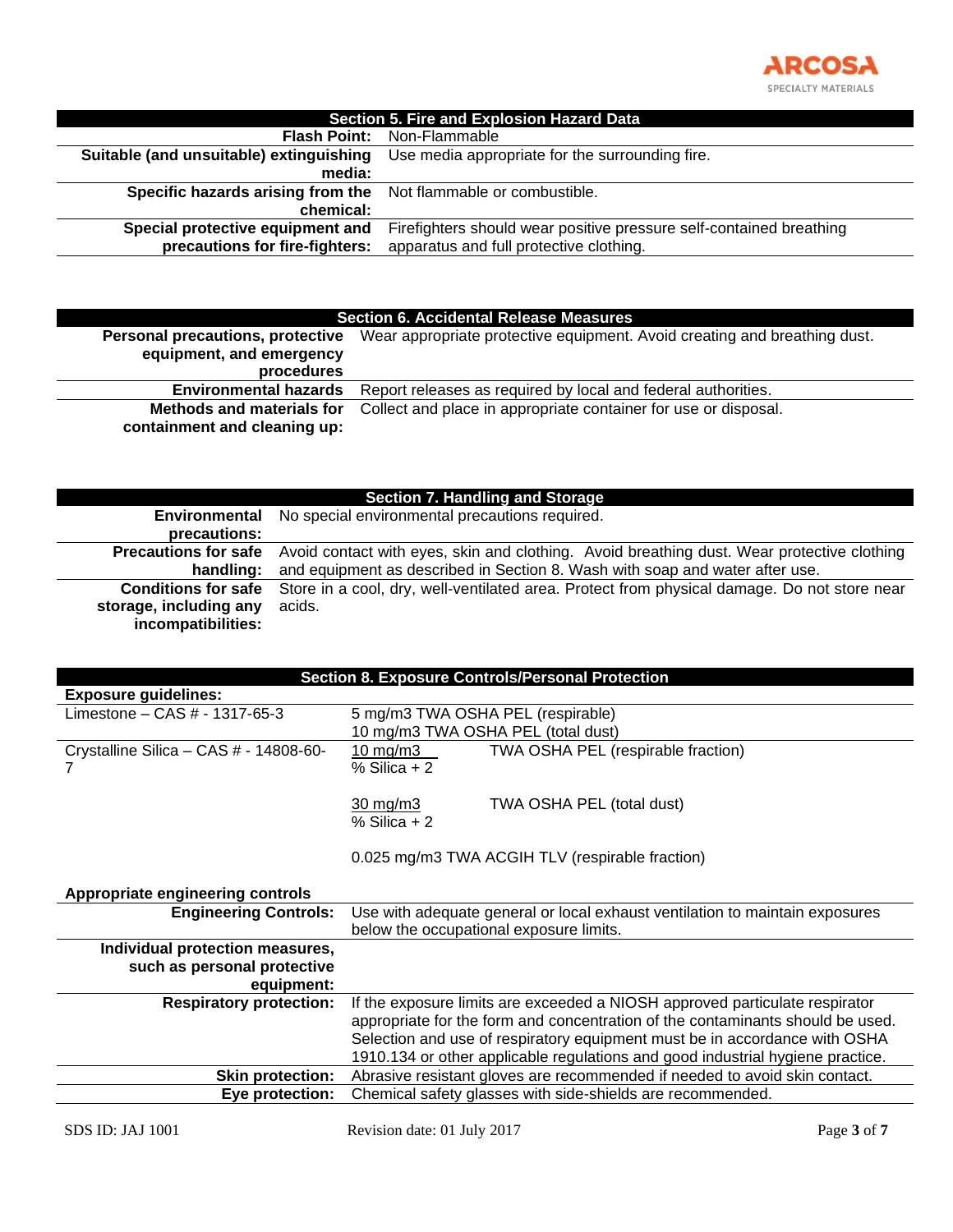## Section 5. Fire and Explosion Hazard Data

| | |
|---|---|
| **Flash Point:** | Non-Flammable |
| **Suitable (and unsuitable) extinguishing media:** | Use media appropriate for the surrounding fire. |
| **Specific hazards arising from the chemical:** | Not flammable or combustible. |
| **Special protective equipment and precautions for fire-fighters:** | Firefighters should wear positive pressure self-contained breathing apparatus and full protective clothing. |

## Section 6. Accidental Release Measures

| | |
|---|---|
| **Personal precautions, protective equipment, and emergency procedures** | Wear appropriate protective equipment. Avoid creating and breathing dust. |
| **Environmental hazards** | Report releases as required by local and federal authorities. |
| **Methods and materials for containment and cleaning up:** | Collect and place in appropriate container for use or disposal. |

## Section 7. Handling and Storage

| | |
|---|---|
| **Environmental precautions:** | No special environmental precautions required. |
| **Precautions for safe handling:** | Avoid contact with eyes, skin and clothing. Avoid breathing dust. Wear protective clothing and equipment as described in Section 8. Wash with soap and water after use. |
| **Conditions for safe storage, including any incompatibilities:** | Store in a cool, dry, well-ventilated area. Protect from physical damage. Do not store near acids. |

## Section 8. Exposure Controls/Personal Protection

**Exposure guidelines:**

| | | |
|---|---|---|
| Limestone – CAS # - 1317-65-3 | 5 mg/m3 TWA OSHA PEL (respirable)<br>10 mg/m3 TWA OSHA PEL (total dust) | |
| Crystalline Silica – CAS # - 14808-60-7 | $\frac{10 \text{ mg/m3}}{\% \text{ Silica} + 2}$ | TWA OSHA PEL (respirable fraction) |
| | $\frac{30 \text{ mg/m3}}{\% \text{ Silica} + 2}$ | TWA OSHA PEL (total dust) |
| | 0.025 mg/m3 TWA ACGIH TLV (respirable fraction) | |

**Appropriate engineering controls**

| | |
|---|---|
| **Engineering Controls:** | Use with adequate general or local exhaust ventilation to maintain exposures below the occupational exposure limits. |
| **Individual protection measures, such as personal protective equipment:** | |
| **Respiratory protection:** | If the exposure limits are exceeded a NIOSH approved particulate respirator appropriate for the form and concentration of the contaminants should be used. Selection and use of respiratory equipment must be in accordance with OSHA 1910.134 or other applicable regulations and good industrial hygiene practice. |
| **Skin protection:** | Abrasive resistant gloves are recommended if needed to avoid skin contact. |
| **Eye protection:** | Chemical safety glasses with side-shields are recommended. |

SDS ID: JAJ 1001 Revision date: 01 July 2017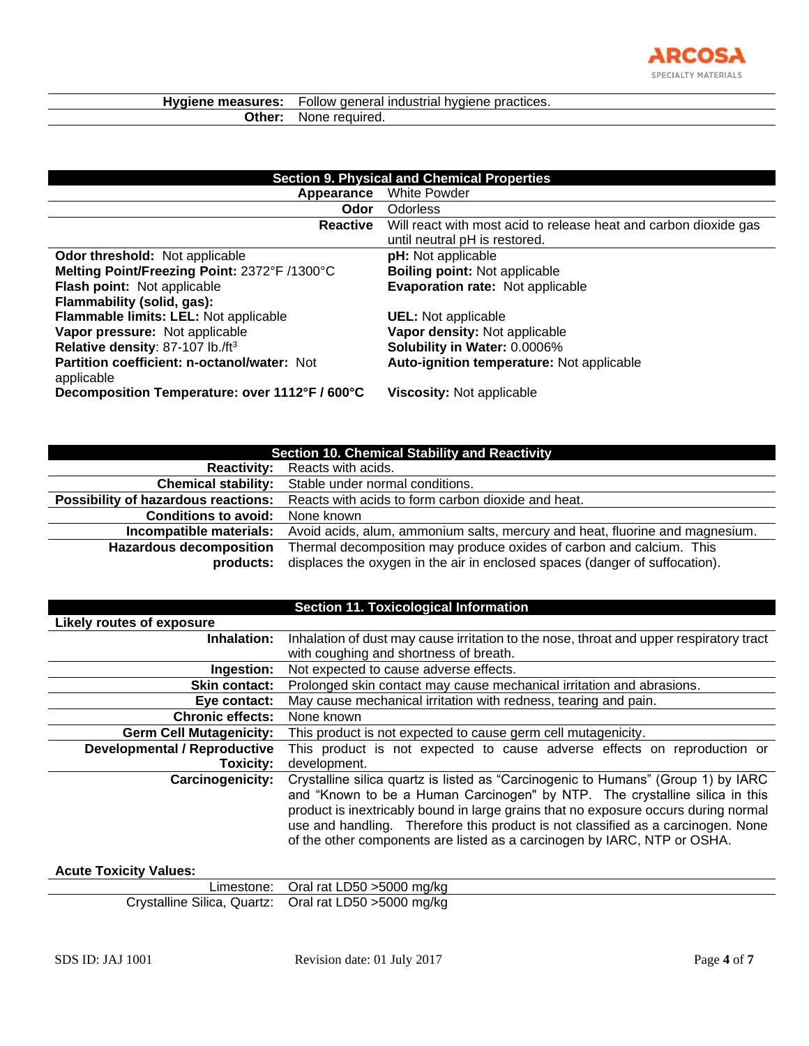| | |
|---|---|
| **Hygiene measures:** | Follow general industrial hygiene practices. |
| **Other:** | None required. |

## Section 9. Physical and Chemical Properties

| | |
|---|---|
| **Appearance** | White Powder |
| **Odor** | Odorless |
| **Reactive** | Will react with most acid to release heat and carbon dioxide gas until neutral pH is restored. |

| | |
|---|---|
| **Odor threshold:** Not applicable | **pH:** Not applicable |
| **Melting Point/Freezing Point:** 2372°F /1300°C | **Boiling point:** Not applicable |
| **Flash point:** Not applicable | **Evaporation rate:** Not applicable |
| **Flammability (solid, gas):** | |
| **Flammable limits: LEL:** Not applicable | **UEL:** Not applicable |
| **Vapor pressure:** Not applicable | **Vapor density:** Not applicable |
| **Relative density**: 87-107 lb./ft$^3$ | **Solubility in Water:** 0.0006% |
| **Partition coefficient: n-octanol/water:** Not applicable | **Auto-ignition temperature:** Not applicable |
| **Decomposition Temperature: over 1112°F / 600°C** | **Viscosity:** Not applicable |

## Section 10. Chemical Stability and Reactivity

| | |
|---|---|
| **Reactivity:** | Reacts with acids. |
| **Chemical stability:** | Stable under normal conditions. |
| **Possibility of hazardous reactions:** | Reacts with acids to form carbon dioxide and heat. |
| **Conditions to avoid:** | None known |
| **Incompatible materials:** | Avoid acids, alum, ammonium salts, mercury and heat, fluorine and magnesium. |
| **Hazardous decomposition products:** | Thermal decomposition may produce oxides of carbon and calcium. This displaces the oxygen in the air in enclosed spaces (danger of suffocation). |

## Section 11. Toxicological Information

**Likely routes of exposure**

| | |
|---|---|
| **Inhalation:** | Inhalation of dust may cause irritation to the nose, throat and upper respiratory tract with coughing and shortness of breath. |
| **Ingestion:** | Not expected to cause adverse effects. |
| **Skin contact:** | Prolonged skin contact may cause mechanical irritation and abrasions. |
| **Eye contact:** | May cause mechanical irritation with redness, tearing and pain. |
| **Chronic effects:** | None known |
| **Germ Cell Mutagenicity:** | This product is not expected to cause germ cell mutagenicity. |
| **Developmental / Reproductive Toxicity:** | This product is not expected to cause adverse effects on reproduction or development. |
| **Carcinogenicity:** | Crystalline silica quartz is listed as "Carcinogenic to Humans" (Group 1) by IARC and "Known to be a Human Carcinogen" by NTP. The crystalline silica in this product is inextricably bound in large grains that no exposure occurs during normal use and handling. Therefore this product is not classified as a carcinogen. None of the other components are listed as a carcinogen by IARC, NTP or OSHA. |

**Acute Toxicity Values:**

| | |
|---|---|
| Limestone: | Oral rat LD50 >5000 mg/kg |
| Crystalline Silica, Quartz: | Oral rat LD50 >5000 mg/kg |

SDS ID: JAJ 1001 Revision date: 01 July 2017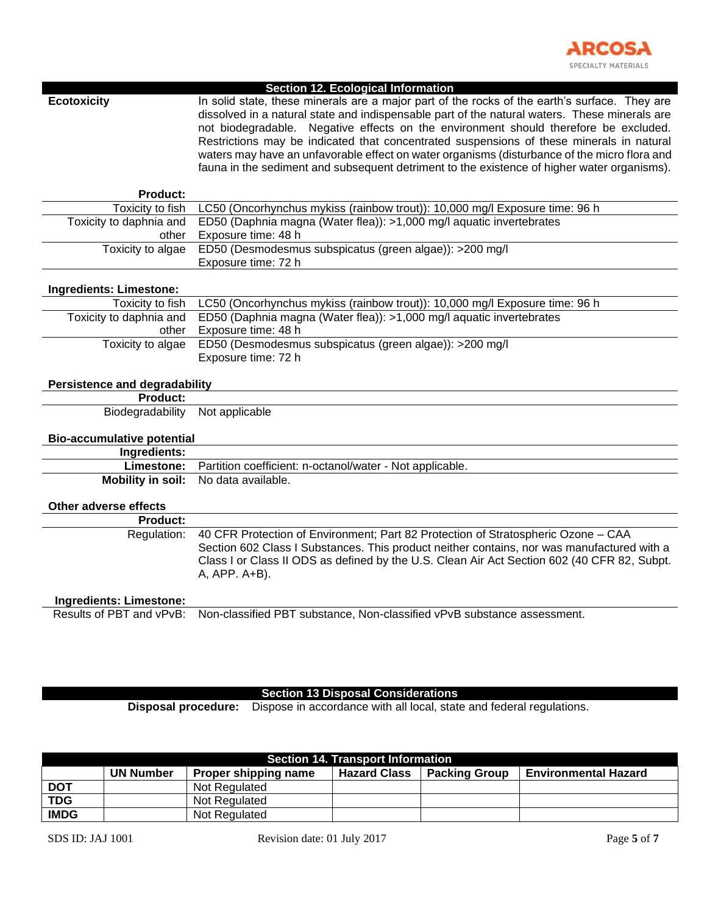## Section 12. Ecological Information

**Ecotoxicity**

In solid state, these minerals are a major part of the rocks of the earth's surface. They are dissolved in a natural state and indispensable part of the natural waters. These minerals are not biodegradable. Negative effects on the environment should therefore be excluded. Restrictions may be indicated that concentrated suspensions of these minerals in natural waters may have an unfavorable effect on water organisms (disturbance of the micro flora and fauna in the sediment and subsequent detriment to the existence of higher water organisms).

**Product:**

| | |
|---|---|
| Toxicity to fish | LC50 (Oncorhynchus mykiss (rainbow trout)): 10,000 mg/l Exposure time: 96 h |
| Toxicity to daphnia and other | ED50 (Daphnia magna (Water flea)): >1,000 mg/l aquatic invertebrates Exposure time: 48 h |
| Toxicity to algae | ED50 (Desmodesmus subspicatus (green algae)): >200 mg/l Exposure time: 72 h |

**Ingredients: Limestone:**

| | |
|---|---|
| Toxicity to fish | LC50 (Oncorhynchus mykiss (rainbow trout)): 10,000 mg/l Exposure time: 96 h |
| Toxicity to daphnia and other | ED50 (Daphnia magna (Water flea)): >1,000 mg/l aquatic invertebrates Exposure time: 48 h |
| Toxicity to algae | ED50 (Desmodesmus subspicatus (green algae)): >200 mg/l Exposure time: 72 h |

**Persistence and degradability**

**Product:**

| | |
|---|---|
| Biodegradability | Not applicable |

**Bio-accumulative potential**

**Ingredients:**

| | |
|---|---|
| **Limestone:** | Partition coefficient: n-octanol/water - Not applicable. |
| **Mobility in soil:** | No data available. |

**Other adverse effects**

**Product:**

| | |
|---|---|
| Regulation: | 40 CFR Protection of Environment; Part 82 Protection of Stratospheric Ozone – CAA Section 602 Class I Substances. This product neither contains, nor was manufactured with a Class I or Class II ODS as defined by the U.S. Clean Air Act Section 602 (40 CFR 82, Subpt. A, APP. A+B). |

**Ingredients: Limestone:**

| | |
|---|---|
| Results of PBT and vPvB: | Non-classified PBT substance, Non-classified vPvB substance assessment. |

## Section 13 Disposal Considerations

**Disposal procedure:** Dispose in accordance with all local, state and federal regulations.

## Section 14. Transport Information

| | UN Number | Proper shipping name | Hazard Class | Packing Group | Environmental Hazard |
|---|---|---|---|---|---|
| **DOT** | | Not Regulated | | | |
| **TDG** | | Not Regulated | | | |
| **IMDG** | | Not Regulated | | | |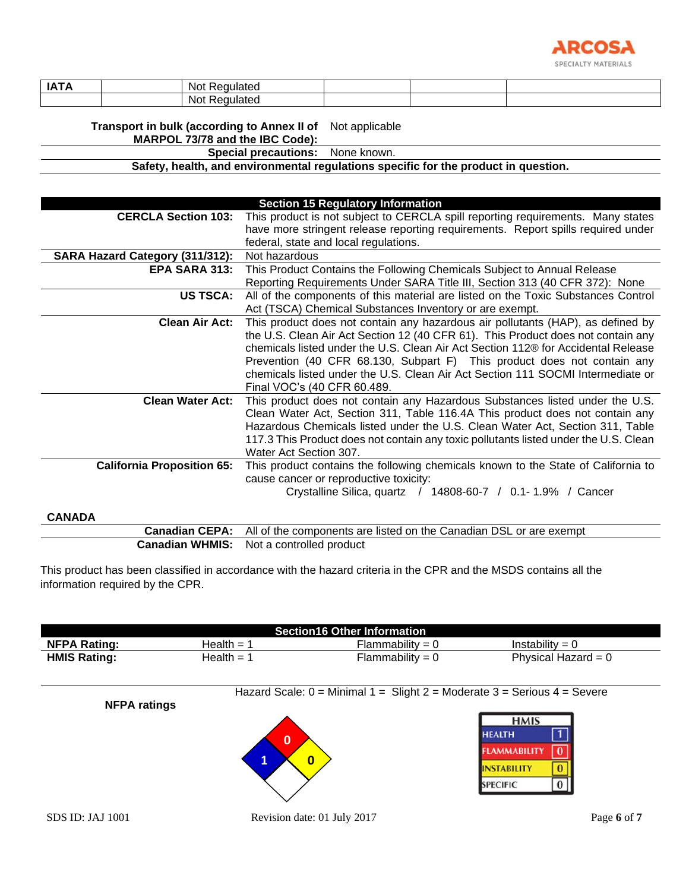| IATA | | Not Regulated | | | |
|---|---|---|---|---|---|
| | | Not Regulated | | | |

**Transport in bulk (according to Annex II of MARPOL 73/78 and the IBC Code):** Not applicable

**Special precautions:** None known.

**Safety, health, and environmental regulations specific for the product in question.**

## Section 15 Regulatory Information

| | |
|---|---|
| **CERCLA Section 103:** | This product is not subject to CERCLA spill reporting requirements. Many states have more stringent release reporting requirements. Report spills required under federal, state and local regulations. |
| **SARA Hazard Category (311/312):** | Not hazardous |
| **EPA SARA 313:** | This Product Contains the Following Chemicals Subject to Annual Release Reporting Requirements Under SARA Title III, Section 313 (40 CFR 372): None |
| **US TSCA:** | All of the components of this material are listed on the Toxic Substances Control Act (TSCA) Chemical Substances Inventory or are exempt. |
| **Clean Air Act:** | This product does not contain any hazardous air pollutants (HAP), as defined by the U.S. Clean Air Act Section 12 (40 CFR 61). This Product does not contain any chemicals listed under the U.S. Clean Air Act Section 112® for Accidental Release Prevention (40 CFR 68.130, Subpart F) This product does not contain any chemicals listed under the U.S. Clean Air Act Section 111 SOCMI Intermediate or Final VOC's (40 CFR 60.489. |
| **Clean Water Act:** | This product does not contain any Hazardous Substances listed under the U.S. Clean Water Act, Section 311, Table 116.4A This product does not contain any Hazardous Chemicals listed under the U.S. Clean Water Act, Section 311, Table 117.3 This Product does not contain any toxic pollutants listed under the U.S. Clean Water Act Section 307. |
| **California Proposition 65:** | This product contains the following chemicals known to the State of California to cause cancer or reproductive toxicity: Crystalline Silica, quartz / 14808-60-7 / 0.1- 1.9% / Cancer |

**CANADA**

| | |
|---|---|
| **Canadian CEPA:** | All of the components are listed on the Canadian DSL or are exempt |
| **Canadian WHMIS:** | Not a controlled product |

This product has been classified in accordance with the hazard criteria in the CPR and the MSDS contains all the information required by the CPR.

## Section16 Other Information

| | | | |
|---|---|---|---|
| **NFPA Rating:** | Health = 1 | Flammability = 0 | Instability = 0 |
| **HMIS Rating:** | Health = 1 | Flammability = 0 | Physical Hazard = 0 |

Hazard Scale: 0 = Minimal 1 = Slight 2 = Moderate 3 = Serious 4 = Severe

**NFPA ratings**

NFPA diamond: Health 1, Flammability 0, Instability 0

| HMIS | |
|---|---|
| HEALTH | 1 |
| FLAMMABILITY | 0 |
| INSTABILITY | 0 |
| SPECIFIC | 0 |

SDS ID: JAJ 1001 Revision date: 01 July 2017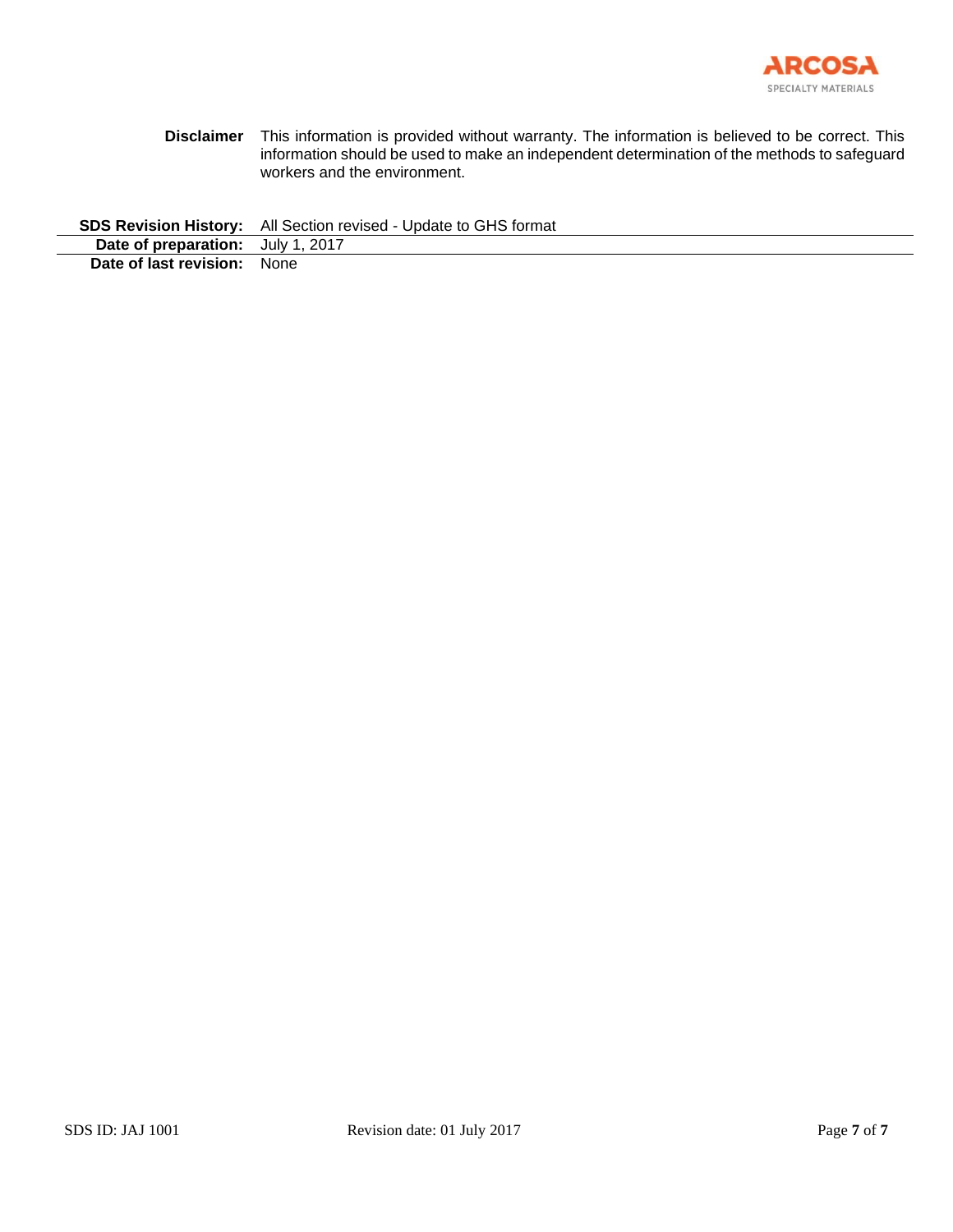**Disclaimer** This information is provided without warranty. The information is believed to be correct. This information should be used to make an independent determination of the methods to safeguard workers and the environment.

| | |
|---|---|
| **SDS Revision History:** | All Section revised - Update to GHS format |
| **Date of preparation:** | July 1, 2017 |
| **Date of last revision:** | None |